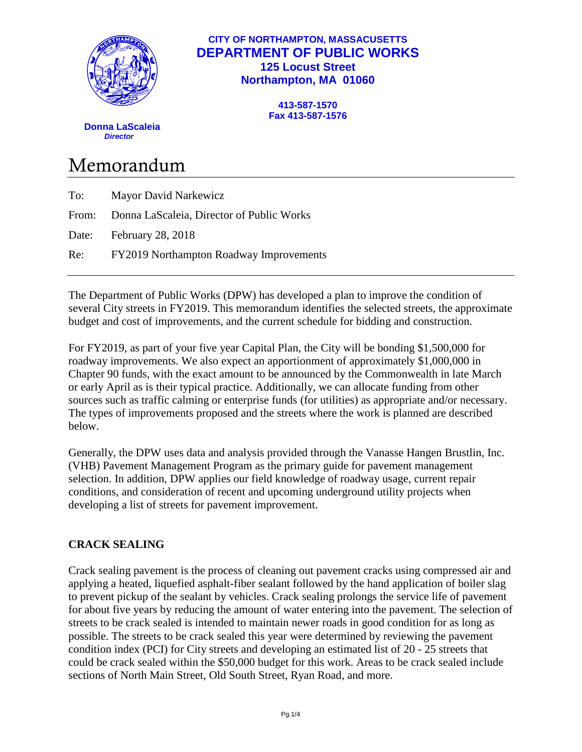**CITY OF NORTHAMPTON, MASSACUSETTS**
**DEPARTMENT OF PUBLIC WORKS**
**125 Locust Street**
**Northampton, MA 01060**

**413-587-1570**
**Fax 413-587-1576**

**Donna LaScaleia**
***Director***

# Memorandum

To: Mayor David Narkewicz

From: Donna LaScaleia, Director of Public Works

Date: February 28, 2018

Re: FY2019 Northampton Roadway Improvements

---

The Department of Public Works (DPW) has developed a plan to improve the condition of several City streets in FY2019. This memorandum identifies the selected streets, the approximate budget and cost of improvements, and the current schedule for bidding and construction.

For FY2019, as part of your five year Capital Plan, the City will be bonding $1,500,000 for roadway improvements. We also expect an apportionment of approximately $1,000,000 in Chapter 90 funds, with the exact amount to be announced by the Commonwealth in late March or early April as is their typical practice. Additionally, we can allocate funding from other sources such as traffic calming or enterprise funds (for utilities) as appropriate and/or necessary. The types of improvements proposed and the streets where the work is planned are described below.

Generally, the DPW uses data and analysis provided through the Vanasse Hangen Brustlin, Inc. (VHB) Pavement Management Program as the primary guide for pavement management selection. In addition, DPW applies our field knowledge of roadway usage, current repair conditions, and consideration of recent and upcoming underground utility projects when developing a list of streets for pavement improvement.

## CRACK SEALING

Crack sealing pavement is the process of cleaning out pavement cracks using compressed air and applying a heated, liquefied asphalt-fiber sealant followed by the hand application of boiler slag to prevent pickup of the sealant by vehicles. Crack sealing prolongs the service life of pavement for about five years by reducing the amount of water entering into the pavement. The selection of streets to be crack sealed is intended to maintain newer roads in good condition for as long as possible. The streets to be crack sealed this year were determined by reviewing the pavement condition index (PCI) for City streets and developing an estimated list of 20 - 25 streets that could be crack sealed within the $50,000 budget for this work. Areas to be crack sealed include sections of North Main Street, Old South Street, Ryan Road, and more.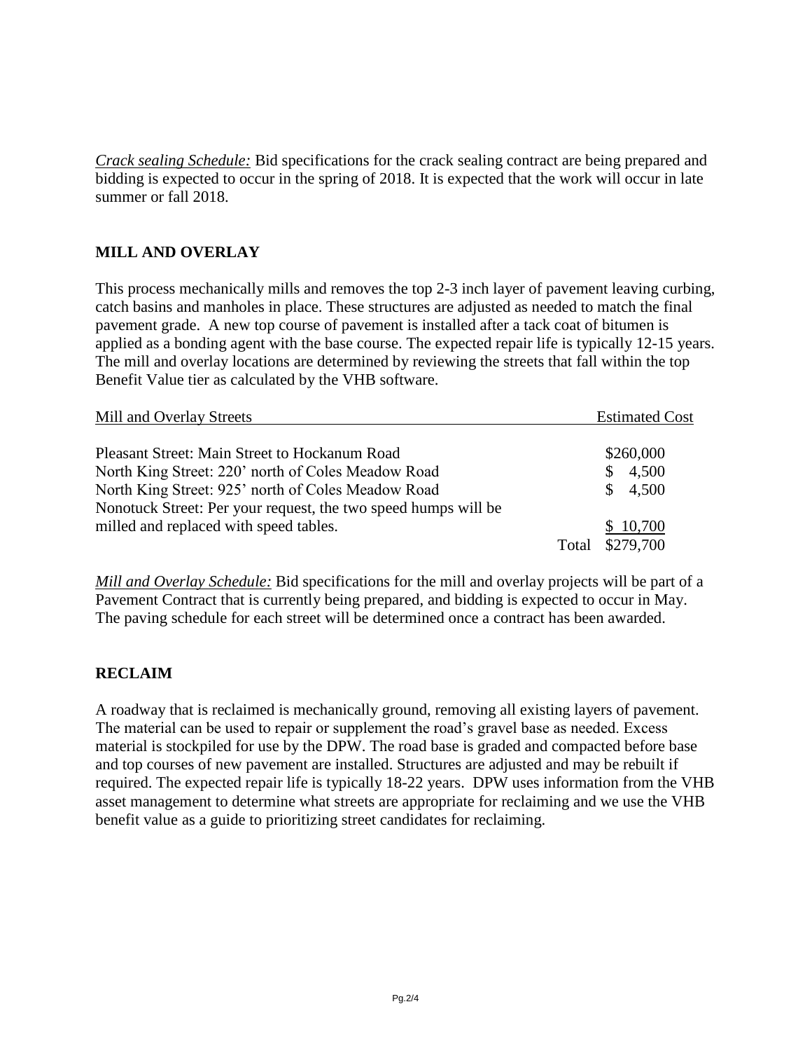*Crack sealing Schedule:* Bid specifications for the crack sealing contract are being prepared and bidding is expected to occur in the spring of 2018. It is expected that the work will occur in late summer or fall 2018.

## MILL AND OVERLAY

This process mechanically mills and removes the top 2-3 inch layer of pavement leaving curbing, catch basins and manholes in place. These structures are adjusted as needed to match the final pavement grade. A new top course of pavement is installed after a tack coat of bitumen is applied as a bonding agent with the base course. The expected repair life is typically 12-15 years. The mill and overlay locations are determined by reviewing the streets that fall within the top Benefit Value tier as calculated by the VHB software.

| Mill and Overlay Streets | Estimated Cost |
|---|---|
| Pleasant Street: Main Street to Hockanum Road | $260,000 |
| North King Street: 220' north of Coles Meadow Road | $ 4,500 |
| North King Street: 925' north of Coles Meadow Road | $ 4,500 |
| Nonotuck Street: Per your request, the two speed humps will be milled and replaced with speed tables. | $ 10,700 |
| Total | $279,700 |

*Mill and Overlay Schedule:* Bid specifications for the mill and overlay projects will be part of a Pavement Contract that is currently being prepared, and bidding is expected to occur in May. The paving schedule for each street will be determined once a contract has been awarded.

## RECLAIM

A roadway that is reclaimed is mechanically ground, removing all existing layers of pavement. The material can be used to repair or supplement the road's gravel base as needed. Excess material is stockpiled for use by the DPW. The road base is graded and compacted before base and top courses of new pavement are installed. Structures are adjusted and may be rebuilt if required. The expected repair life is typically 18-22 years. DPW uses information from the VHB asset management to determine what streets are appropriate for reclaiming and we use the VHB benefit value as a guide to prioritizing street candidates for reclaiming.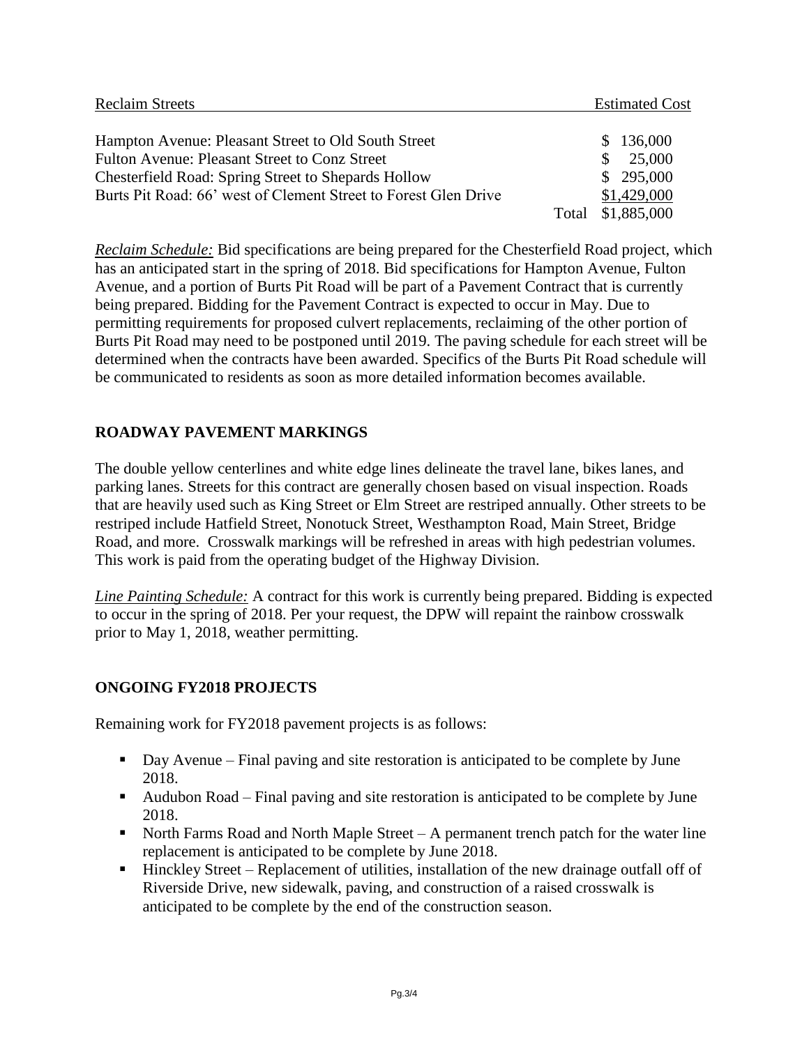| Reclaim Streets | | Estimated Cost |
|---|---|---|
| Hampton Avenue: Pleasant Street to Old South Street | | $ 136,000 |
| Fulton Avenue: Pleasant Street to Conz Street | | $ 25,000 |
| Chesterfield Road: Spring Street to Shepards Hollow | | $ 295,000 |
| Burts Pit Road: 66' west of Clement Street to Forest Glen Drive | | $1,429,000 |
| | Total | $1,885,000 |

*Reclaim Schedule:* Bid specifications are being prepared for the Chesterfield Road project, which has an anticipated start in the spring of 2018. Bid specifications for Hampton Avenue, Fulton Avenue, and a portion of Burts Pit Road will be part of a Pavement Contract that is currently being prepared. Bidding for the Pavement Contract is expected to occur in May. Due to permitting requirements for proposed culvert replacements, reclaiming of the other portion of Burts Pit Road may need to be postponed until 2019. The paving schedule for each street will be determined when the contracts have been awarded. Specifics of the Burts Pit Road schedule will be communicated to residents as soon as more detailed information becomes available.

## ROADWAY PAVEMENT MARKINGS

The double yellow centerlines and white edge lines delineate the travel lane, bikes lanes, and parking lanes. Streets for this contract are generally chosen based on visual inspection. Roads that are heavily used such as King Street or Elm Street are restriped annually. Other streets to be restriped include Hatfield Street, Nonotuck Street, Westhampton Road, Main Street, Bridge Road, and more. Crosswalk markings will be refreshed in areas with high pedestrian volumes. This work is paid from the operating budget of the Highway Division.

*Line Painting Schedule:* A contract for this work is currently being prepared. Bidding is expected to occur in the spring of 2018. Per your request, the DPW will repaint the rainbow crosswalk prior to May 1, 2018, weather permitting.

## ONGOING FY2018 PROJECTS

Remaining work for FY2018 pavement projects is as follows:

- Day Avenue – Final paving and site restoration is anticipated to be complete by June 2018.
- Audubon Road – Final paving and site restoration is anticipated to be complete by June 2018.
- North Farms Road and North Maple Street – A permanent trench patch for the water line replacement is anticipated to be complete by June 2018.
- Hinckley Street – Replacement of utilities, installation of the new drainage outfall off of Riverside Drive, new sidewalk, paving, and construction of a raised crosswalk is anticipated to be complete by the end of the construction season.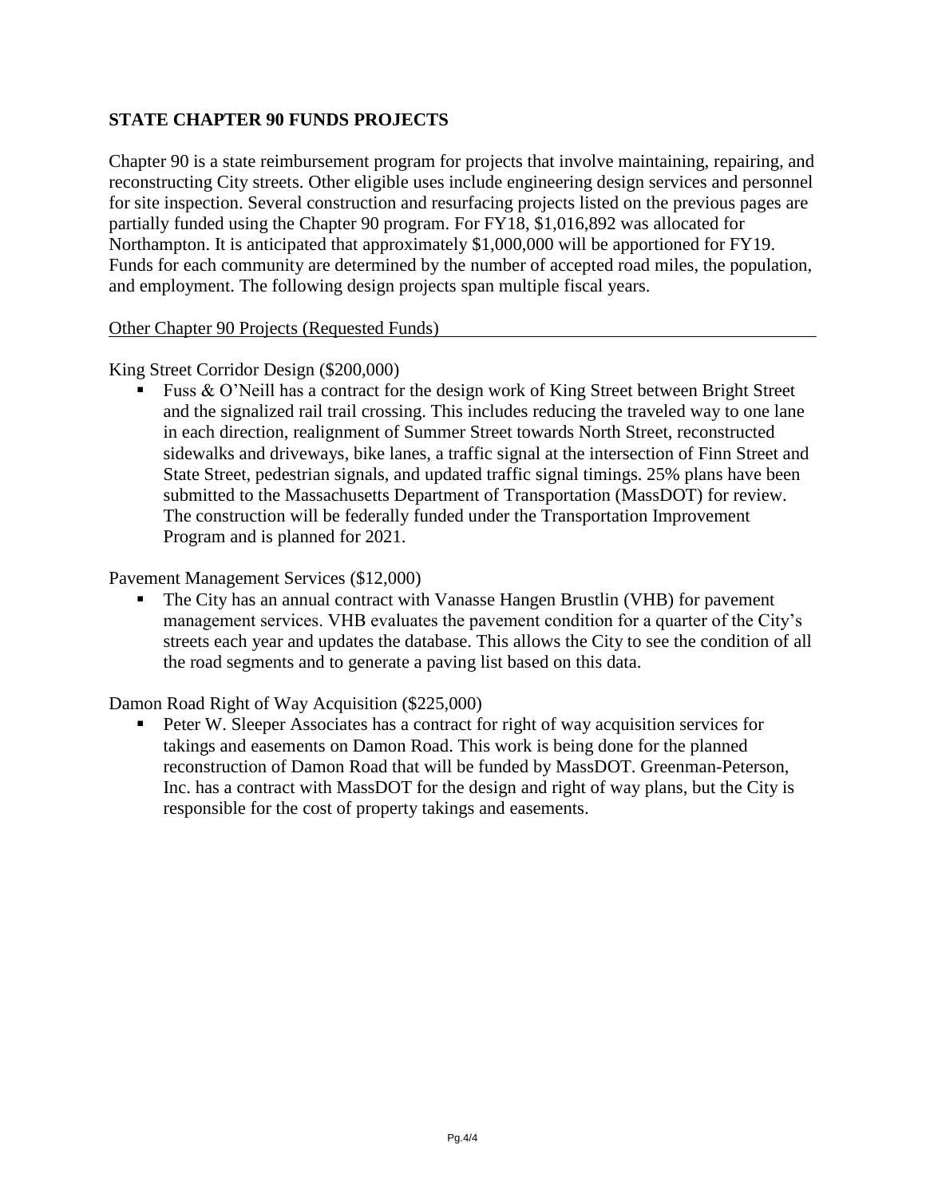## STATE CHAPTER 90 FUNDS PROJECTS

Chapter 90 is a state reimbursement program for projects that involve maintaining, repairing, and reconstructing City streets. Other eligible uses include engineering design services and personnel for site inspection. Several construction and resurfacing projects listed on the previous pages are partially funded using the Chapter 90 program. For FY18, $1,016,892 was allocated for Northampton. It is anticipated that approximately $1,000,000 will be apportioned for FY19. Funds for each community are determined by the number of accepted road miles, the population, and employment. The following design projects span multiple fiscal years.

<u>Other Chapter 90 Projects (Requested Funds)</u>

King Street Corridor Design ($200,000)

- Fuss & O'Neill has a contract for the design work of King Street between Bright Street and the signalized rail trail crossing. This includes reducing the traveled way to one lane in each direction, realignment of Summer Street towards North Street, reconstructed sidewalks and driveways, bike lanes, a traffic signal at the intersection of Finn Street and State Street, pedestrian signals, and updated traffic signal timings. 25% plans have been submitted to the Massachusetts Department of Transportation (MassDOT) for review. The construction will be federally funded under the Transportation Improvement Program and is planned for 2021.

Pavement Management Services ($12,000)

- The City has an annual contract with Vanasse Hangen Brustlin (VHB) for pavement management services. VHB evaluates the pavement condition for a quarter of the City's streets each year and updates the database. This allows the City to see the condition of all the road segments and to generate a paving list based on this data.

Damon Road Right of Way Acquisition ($225,000)

- Peter W. Sleeper Associates has a contract for right of way acquisition services for takings and easements on Damon Road. This work is being done for the planned reconstruction of Damon Road that will be funded by MassDOT. Greenman-Peterson, Inc. has a contract with MassDOT for the design and right of way plans, but the City is responsible for the cost of property takings and easements.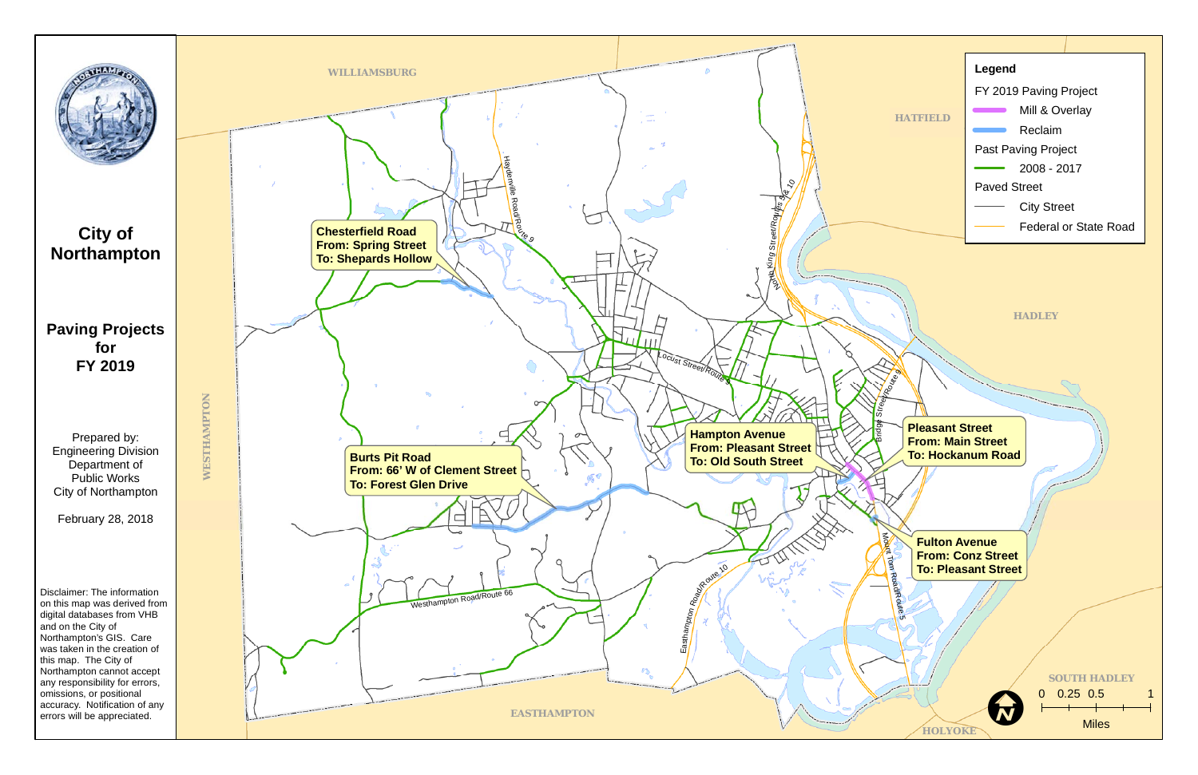# City of Northampton

## Paving Projects for FY 2019

Prepared by:
Engineering Division
Department of
Public Works
City of Northampton

February 28, 2018

Disclaimer: The information on this map was derived from digital databases from VHB and on the City of Northampton's GIS. Care was taken in the creation of this map. The City of Northampton cannot accept any responsibility for errors, omissions, or positional accuracy. Notification of any errors will be appreciated.

**Legend**

FY 2019 Paving Project
- Mill & Overlay
- Reclaim

Past Paving Project
- 2008 - 2017

Paved Street
- City Street
- Federal or State Road

WILLIAMSBURG

HATFIELD

HADLEY

WESTHAMPTON

EASTHAMPTON

SOUTH HADLEY

HOLYOKE

**Chesterfield Road**
**From: Spring Street**
**To: Shepards Hollow**

**Burts Pit Road**
**From: 66' W of Clement Street**
**To: Forest Glen Drive**

**Hampton Avenue**
**From: Pleasant Street**
**To: Old South Street**

**Pleasant Street**
**From: Main Street**
**To: Hockanum Road**

**Fulton Avenue**
**From: Conz Street**
**To: Pleasant Street**

Haydenville Road/Route 9

North King Street/Routes 5 & 10

Locust Street/Route 9

Bridge Street/Route 9

Westhampton Road/Route 66

Easthampton Road/Route 10

Mount Tom Road/Route 5

0 0.25 0.5 1
Miles